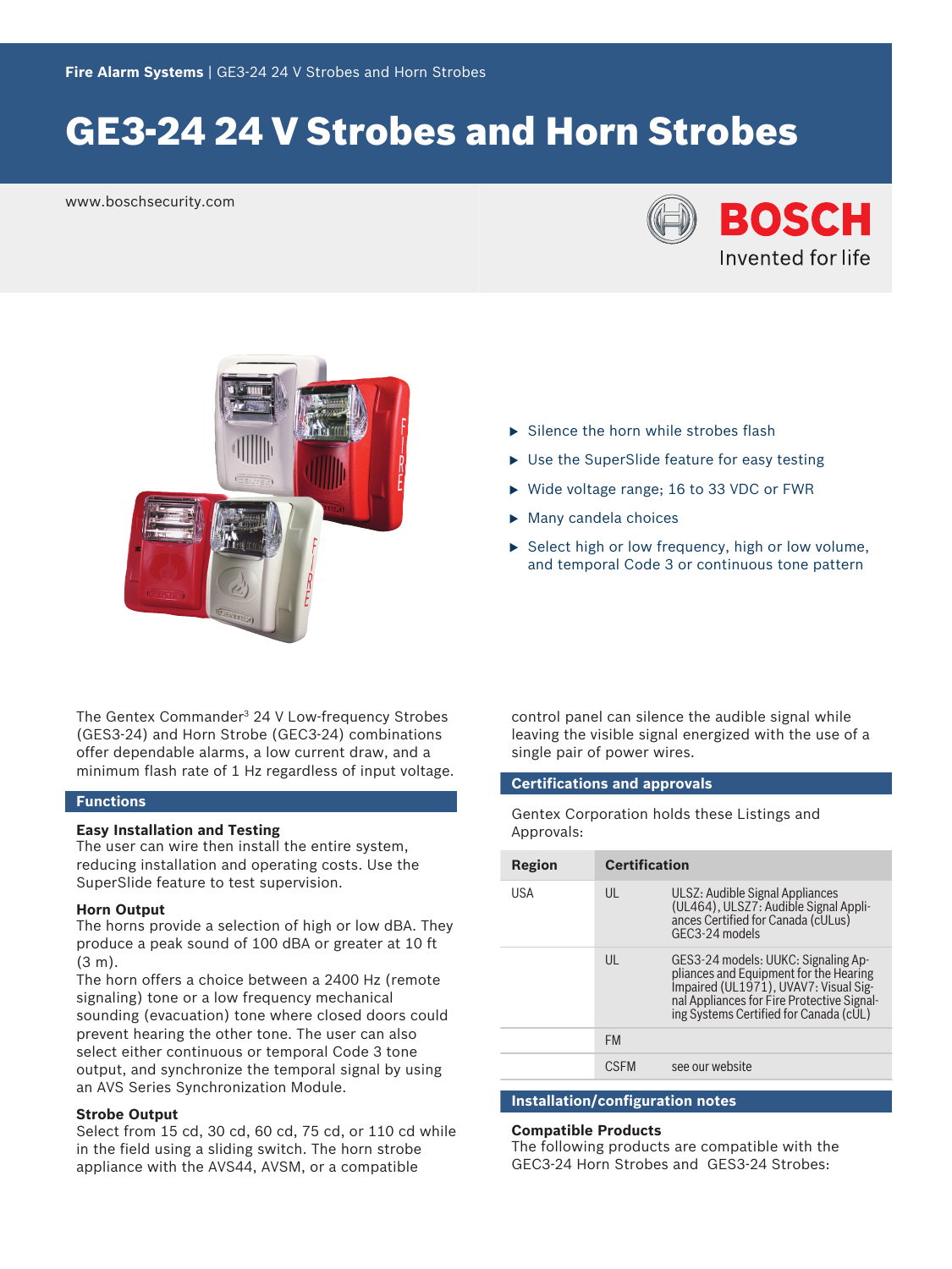# GE3-24 24 V Strobes and Horn Strobes

www.boschsecurity.com

- Silence the horn while strobes flash
- Use the SuperSlide feature for easy testing
- Wide voltage range; 16 to 33 VDC or FWR
- Many candela choices
- Select high or low frequency, high or low volume, and temporal Code 3 or continuous tone pattern

The Gentex Commander[3] 24 V Low-frequency Strobes (GES3-24) and Horn Strobe (GEC3-24) combinations offer dependable alarms, a low current draw, and a minimum flash rate of 1 Hz regardless of input voltage.

## Functions

**Easy Installation and Testing**
The user can wire then install the entire system, reducing installation and operating costs. Use the SuperSlide feature to test supervision.

**Horn Output**
The horns provide a selection of high or low dBA. They produce a peak sound of 100 dBA or greater at 10 ft (3 m).
The horn offers a choice between a 2400 Hz (remote signaling) tone or a low frequency mechanical sounding (evacuation) tone where closed doors could prevent hearing the other tone. The user can also select either continuous or temporal Code 3 tone output, and synchronize the temporal signal by using an AVS Series Synchronization Module.

**Strobe Output**
Select from 15 cd, 30 cd, 60 cd, 75 cd, or 110 cd while in the field using a sliding switch. The horn strobe appliance with the AVS44, AVSM, or a compatible control panel can silence the audible signal while leaving the visible signal energized with the use of a single pair of power wires.

## Certifications and approvals

Gentex Corporation holds these Listings and Approvals:

| Region | Certification | |
|---|---|---|
| USA | UL | ULSZ: Audible Signal Appliances (UL464), ULSZ7: Audible Signal Appliances Certified for Canada (cULus) GEC3-24 models |
| | UL | GES3-24 models: UUKC: Signaling Appliances and Equipment for the Hearing Impaired (UL1971), UVAV7: Visual Signal Appliances for Fire Protective Signaling Systems Certified for Canada (cUL) |
| | FM | |
| | CSFM | see our website |

## Installation/configuration notes

**Compatible Products**
The following products are compatible with the GEC3-24 Horn Strobes and GES3-24 Strobes: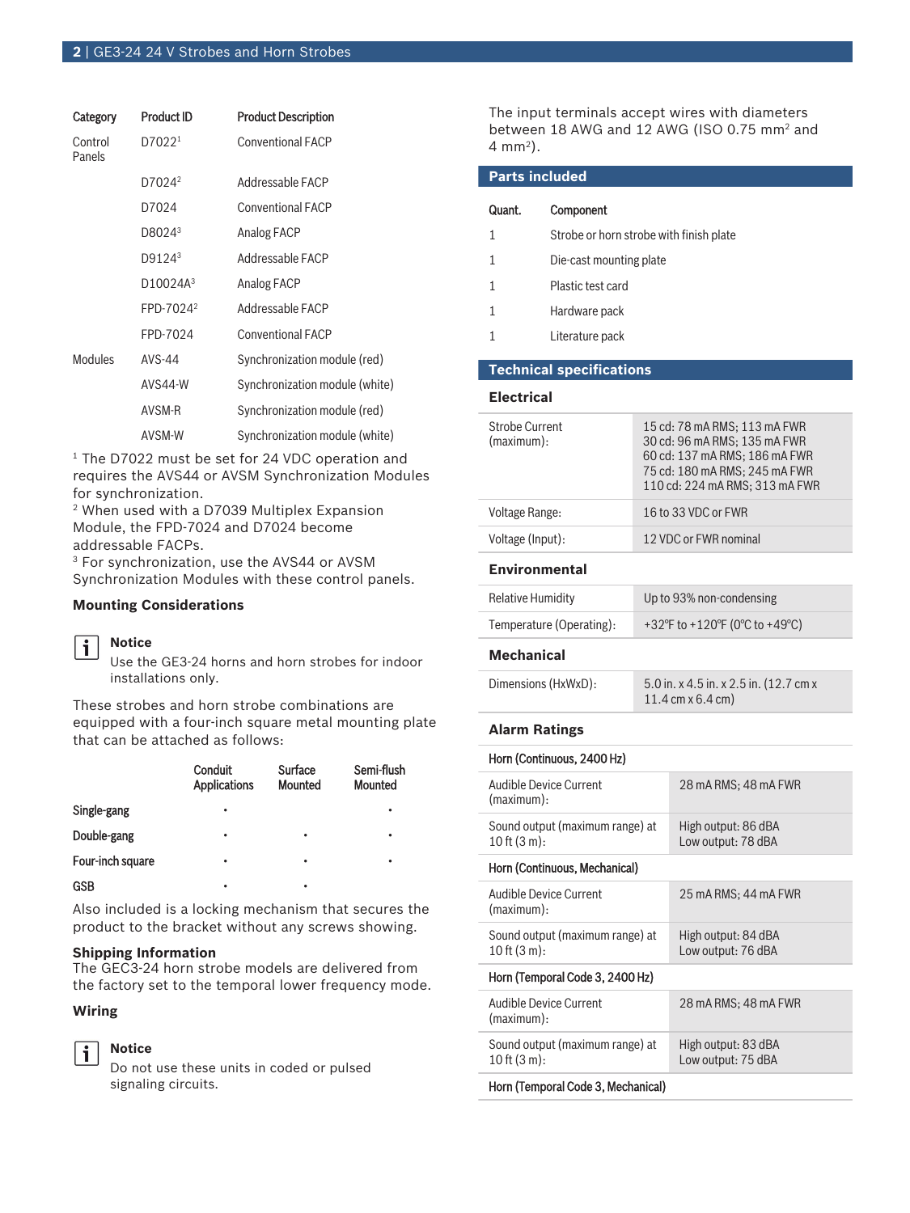| Category | Product ID | Product Description |
|---|---|---|
| Control Panels | D7022[1] | Conventional FACP |
| | D7024[2] | Addressable FACP |
| | D7024 | Conventional FACP |
| | D8024[3] | Analog FACP |
| | D9124[3] | Addressable FACP |
| | D10024A[3] | Analog FACP |
| | FPD-7024[2] | Addressable FACP |
| | FPD-7024 | Conventional FACP |
| Modules | AVS-44 | Synchronization module (red) |
| | AVS44-W | Synchronization module (white) |
| | AVSM-R | Synchronization module (red) |
| | AVSM-W | Synchronization module (white) |

[1] The D7022 must be set for 24 VDC operation and requires the AVS44 or AVSM Synchronization Modules for synchronization.
[2] When used with a D7039 Multiplex Expansion Module, the FPD-7024 and D7024 become addressable FACPs.
[3] For synchronization, use the AVS44 or AVSM Synchronization Modules with these control panels.

### Mounting Considerations

**Notice**
Use the GE3-24 horns and horn strobes for indoor installations only.

These strobes and horn strobe combinations are equipped with a four-inch square metal mounting plate that can be attached as follows:

| | Conduit Applications | Surface Mounted | Semi-flush Mounted |
|---|---|---|---|
| Single-gang | • | | • |
| Double-gang | • | • | • |
| Four-inch square | • | • | • |
| GSB | • | • | |

Also included is a locking mechanism that secures the product to the bracket without any screws showing.

### Shipping Information

The GEC3-24 horn strobe models are delivered from the factory set to the temporal lower frequency mode.

### Wiring

**Notice**
Do not use these units in coded or pulsed signaling circuits.

The input terminals accept wires with diameters between 18 AWG and 12 AWG (ISO 0.75 mm$^2$ and 4 mm$^2$).

## Parts included

| Quant. | Component |
|---|---|
| 1 | Strobe or horn strobe with finish plate |
| 1 | Die-cast mounting plate |
| 1 | Plastic test card |
| 1 | Hardware pack |
| 1 | Literature pack |

## Technical specifications

### Electrical

| | |
|---|---|
| Strobe Current (maximum): | 15 cd: 78 mA RMS; 113 mA FWR<br>30 cd: 96 mA RMS; 135 mA FWR<br>60 cd: 137 mA RMS; 186 mA FWR<br>75 cd: 180 mA RMS; 245 mA FWR<br>110 cd: 224 mA RMS; 313 mA FWR |
| Voltage Range: | 16 to 33 VDC or FWR |
| Voltage (Input): | 12 VDC or FWR nominal |

### Environmental

| | |
|---|---|
| Relative Humidity | Up to 93% non-condensing |
| Temperature (Operating): | +32°F to +120°F (0°C to +49°C) |

### Mechanical

| | |
|---|---|
| Dimensions (HxWxD): | 5.0 in. x 4.5 in. x 2.5 in. (12.7 cm x 11.4 cm x 6.4 cm) |

### Alarm Ratings

| Horn (Continuous, 2400 Hz) | |
|---|---|
| Audible Device Current (maximum): | 28 mA RMS; 48 mA FWR |
| Sound output (maximum range) at 10 ft (3 m): | High output: 86 dBA<br>Low output: 78 dBA |
| **Horn (Continuous, Mechanical)** | |
| Audible Device Current (maximum): | 25 mA RMS; 44 mA FWR |
| Sound output (maximum range) at 10 ft (3 m): | High output: 84 dBA<br>Low output: 76 dBA |
| **Horn (Temporal Code 3, 2400 Hz)** | |
| Audible Device Current (maximum): | 28 mA RMS; 48 mA FWR |
| Sound output (maximum range) at 10 ft (3 m): | High output: 83 dBA<br>Low output: 75 dBA |
| **Horn (Temporal Code 3, Mechanical)** | |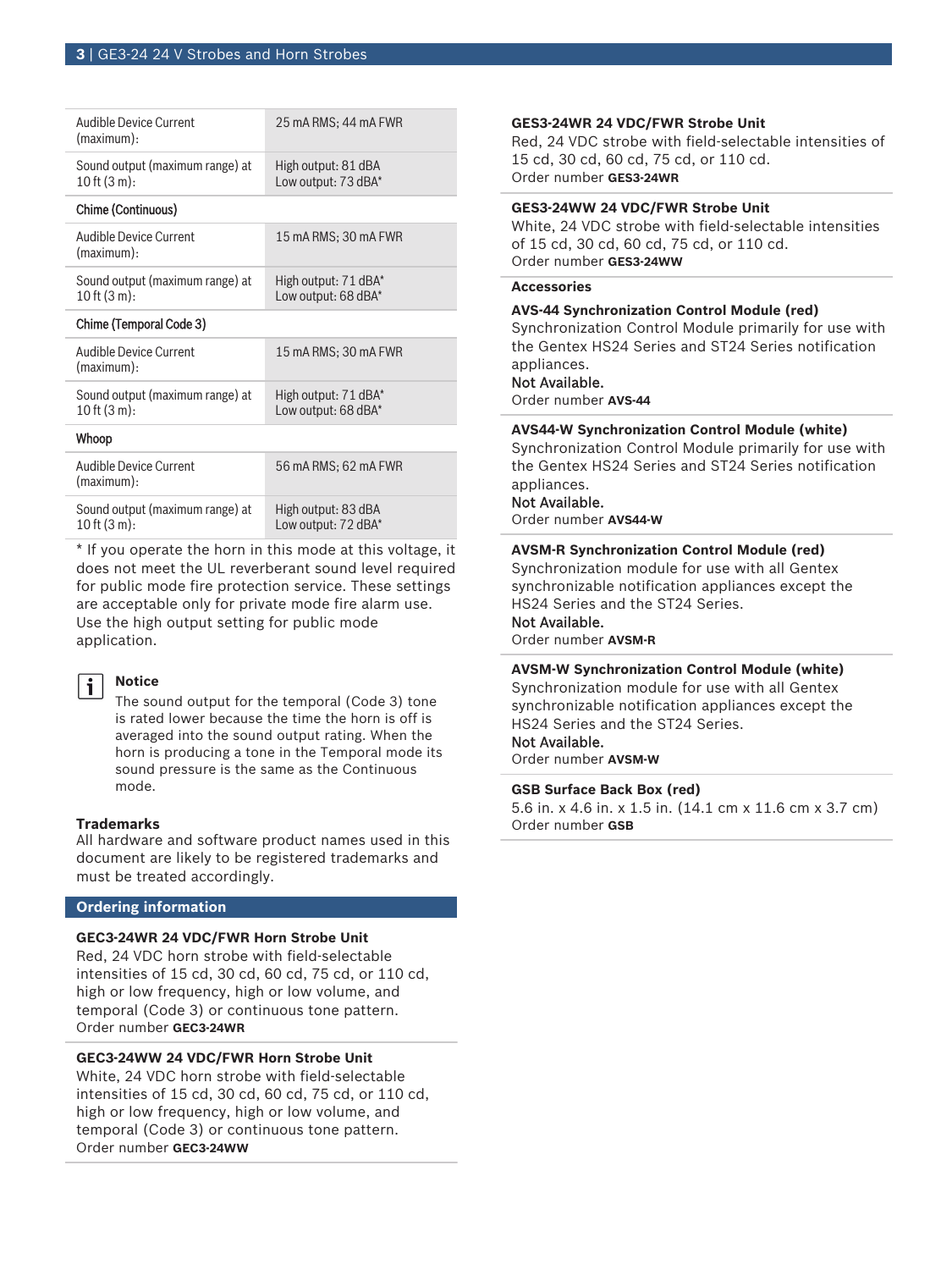| | |
|---|---|
| Audible Device Current (maximum): | 25 mA RMS; 44 mA FWR |
| Sound output (maximum range) at 10 ft (3 m): | High output: 81 dBA<br>Low output: 73 dBA* |
| **Chime (Continuous)** | |
| Audible Device Current (maximum): | 15 mA RMS; 30 mA FWR |
| Sound output (maximum range) at 10 ft (3 m): | High output: 71 dBA*<br>Low output: 68 dBA* |
| **Chime (Temporal Code 3)** | |
| Audible Device Current (maximum): | 15 mA RMS; 30 mA FWR |
| Sound output (maximum range) at 10 ft (3 m): | High output: 71 dBA*<br>Low output: 68 dBA* |
| **Whoop** | |
| Audible Device Current (maximum): | 56 mA RMS; 62 mA FWR |
| Sound output (maximum range) at 10 ft (3 m): | High output: 83 dBA<br>Low output: 72 dBA* |

* If you operate the horn in this mode at this voltage, it does not meet the UL reverberant sound level required for public mode fire protection service. These settings are acceptable only for private mode fire alarm use. Use the high output setting for public mode application.

**Notice**
The sound output for the temporal (Code 3) tone is rated lower because the time the horn is off is averaged into the sound output rating. When the horn is producing a tone in the Temporal mode its sound pressure is the same as the Continuous mode.

### Trademarks

All hardware and software product names used in this document are likely to be registered trademarks and must be treated accordingly.

## Ordering information

**GEC3-24WR 24 VDC/FWR Horn Strobe Unit**
Red, 24 VDC horn strobe with field-selectable intensities of 15 cd, 30 cd, 60 cd, 75 cd, or 110 cd, high or low frequency, high or low volume, and temporal (Code 3) or continuous tone pattern.
Order number **GEC3-24WR**

**GEC3-24WW 24 VDC/FWR Horn Strobe Unit**
White, 24 VDC horn strobe with field-selectable intensities of 15 cd, 30 cd, 60 cd, 75 cd, or 110 cd, high or low frequency, high or low volume, and temporal (Code 3) or continuous tone pattern.
Order number **GEC3-24WW**

**GES3-24WR 24 VDC/FWR Strobe Unit**
Red, 24 VDC strobe with field-selectable intensities of 15 cd, 30 cd, 60 cd, 75 cd, or 110 cd.
Order number **GES3-24WR**

**GES3-24WW 24 VDC/FWR Strobe Unit**
White, 24 VDC strobe with field-selectable intensities of 15 cd, 30 cd, 60 cd, 75 cd, or 110 cd.
Order number **GES3-24WW**

### Accessories

**AVS-44 Synchronization Control Module (red)**
Synchronization Control Module primarily for use with the Gentex HS24 Series and ST24 Series notification appliances.
Not Available.
Order number **AVS-44**

**AVS44-W Synchronization Control Module (white)**
Synchronization Control Module primarily for use with the Gentex HS24 Series and ST24 Series notification appliances.
Not Available.
Order number **AVS44-W**

**AVSM-R Synchronization Control Module (red)**
Synchronization module for use with all Gentex synchronizable notification appliances except the HS24 Series and the ST24 Series.
Not Available.
Order number **AVSM-R**

**AVSM-W Synchronization Control Module (white)**
Synchronization module for use with all Gentex synchronizable notification appliances except the HS24 Series and the ST24 Series.
Not Available.
Order number **AVSM-W**

**GSB Surface Back Box (red)**
5.6 in. x 4.6 in. x 1.5 in. (14.1 cm x 11.6 cm x 3.7 cm)
Order number **GSB**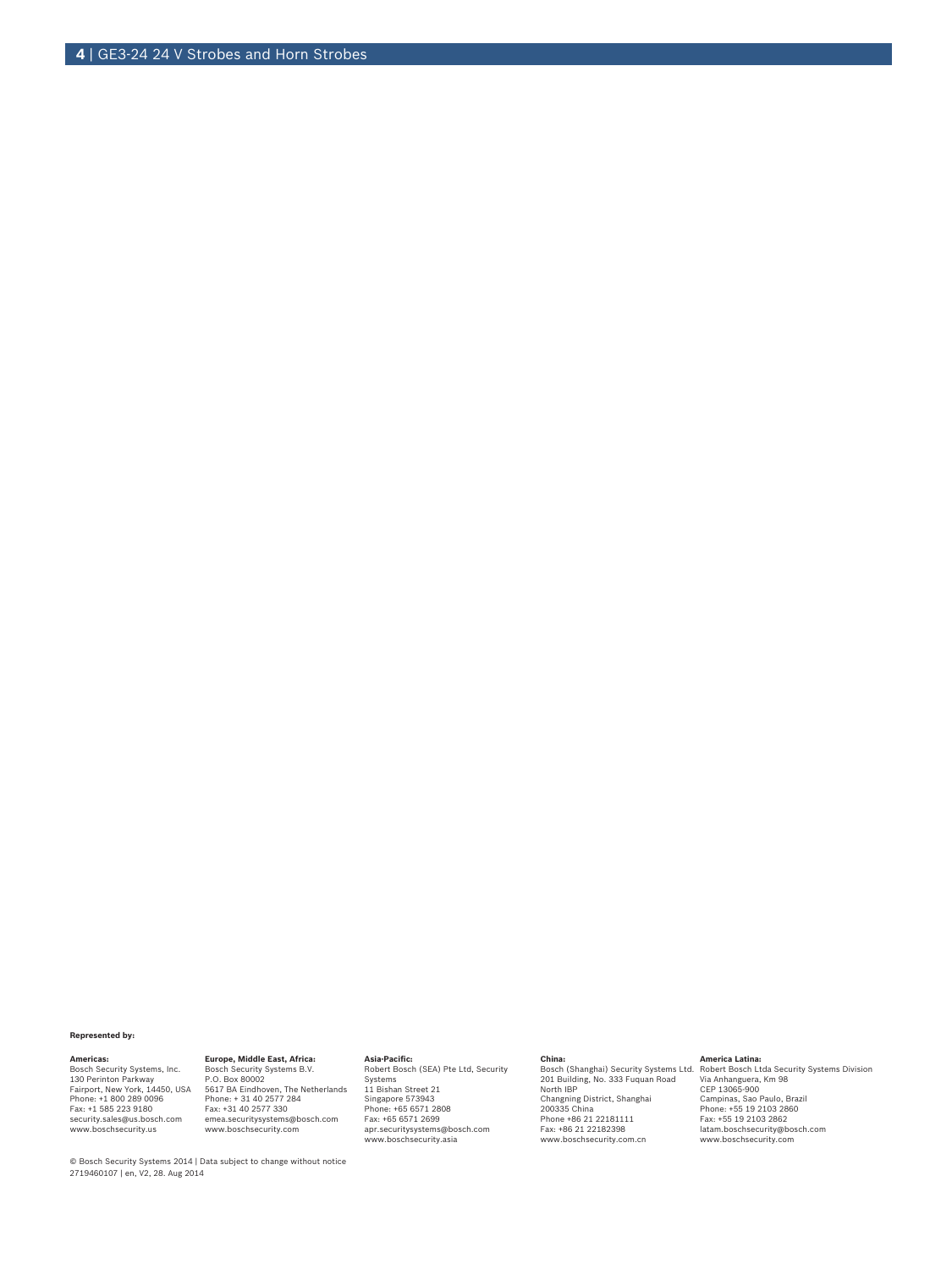**Represented by:**

**Americas:**
Bosch Security Systems, Inc.
130 Perinton Parkway
Fairport, New York, 14450, USA
Phone: +1 800 289 0096
Fax: +1 585 223 9180
security.sales@us.bosch.com
www.boschsecurity.us

**Europe, Middle East, Africa:**
Bosch Security Systems B.V.
P.O. Box 80002
5617 BA Eindhoven, The Netherlands
Phone: + 31 40 2577 284
Fax: +31 40 2577 330
emea.securitysystems@bosch.com
www.boschsecurity.com

**Asia-Pacific:**
Robert Bosch (SEA) Pte Ltd, Security Systems
11 Bishan Street 21
Singapore 573943
Phone: +65 6571 2808
Fax: +65 6571 2699
apr.securitysystems@bosch.com
www.boschsecurity.asia

**China:**
Bosch (Shanghai) Security Systems Ltd.
201 Building, No. 333 Fuquan Road
North IBP
Changning District, Shanghai
200335 China
Phone +86 21 22181111
Fax: +86 21 22182398
www.boschsecurity.com.cn

**America Latina:**
Robert Bosch Ltda Security Systems Division
Via Anhanguera, Km 98
CEP 13065-900
Campinas, Sao Paulo, Brazil
Phone: +55 19 2103 2860
Fax: +55 19 2103 2862
latam.boschsecurity@bosch.com
www.boschsecurity.com

© Bosch Security Systems 2014 | Data subject to change without notice
2719460107 | en, V2, 28. Aug 2014